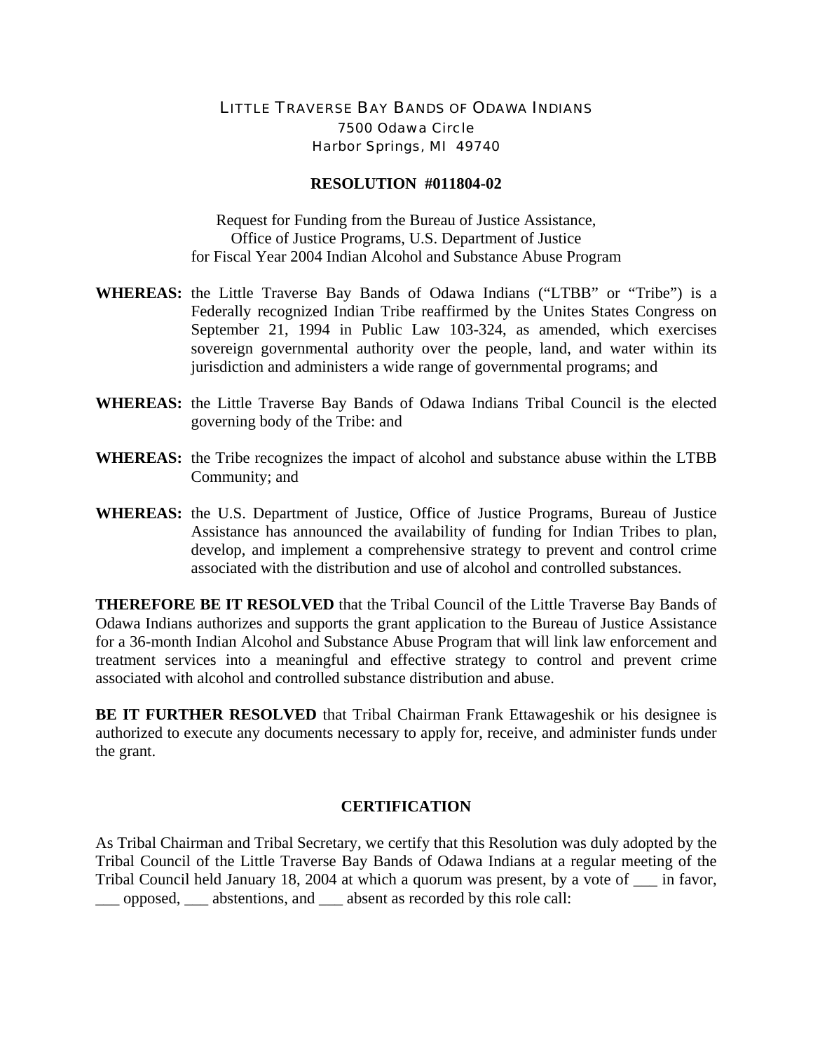LITTLE TRAVERSE BAY BANDS OF ODAWA INDIANS
7500 Odawa Circle
Harbor Springs, MI 49740

**RESOLUTION #011804-02**

Request for Funding from the Bureau of Justice Assistance,
Office of Justice Programs, U.S. Department of Justice
for Fiscal Year 2004 Indian Alcohol and Substance Abuse Program

**WHEREAS:** the Little Traverse Bay Bands of Odawa Indians ("LTBB" or "Tribe") is a Federally recognized Indian Tribe reaffirmed by the Unites States Congress on September 21, 1994 in Public Law 103-324, as amended, which exercises sovereign governmental authority over the people, land, and water within its jurisdiction and administers a wide range of governmental programs; and

**WHEREAS:** the Little Traverse Bay Bands of Odawa Indians Tribal Council is the elected governing body of the Tribe: and

**WHEREAS:** the Tribe recognizes the impact of alcohol and substance abuse within the LTBB Community; and

**WHEREAS:** the U.S. Department of Justice, Office of Justice Programs, Bureau of Justice Assistance has announced the availability of funding for Indian Tribes to plan, develop, and implement a comprehensive strategy to prevent and control crime associated with the distribution and use of alcohol and controlled substances.

**THEREFORE BE IT RESOLVED** that the Tribal Council of the Little Traverse Bay Bands of Odawa Indians authorizes and supports the grant application to the Bureau of Justice Assistance for a 36-month Indian Alcohol and Substance Abuse Program that will link law enforcement and treatment services into a meaningful and effective strategy to control and prevent crime associated with alcohol and controlled substance distribution and abuse.

**BE IT FURTHER RESOLVED** that Tribal Chairman Frank Ettawageshik or his designee is authorized to execute any documents necessary to apply for, receive, and administer funds under the grant.

**CERTIFICATION**

As Tribal Chairman and Tribal Secretary, we certify that this Resolution was duly adopted by the Tribal Council of the Little Traverse Bay Bands of Odawa Indians at a regular meeting of the Tribal Council held January 18, 2004 at which a quorum was present, by a vote of ___ in favor, ___ opposed, ___ abstentions, and ___ absent as recorded by this role call: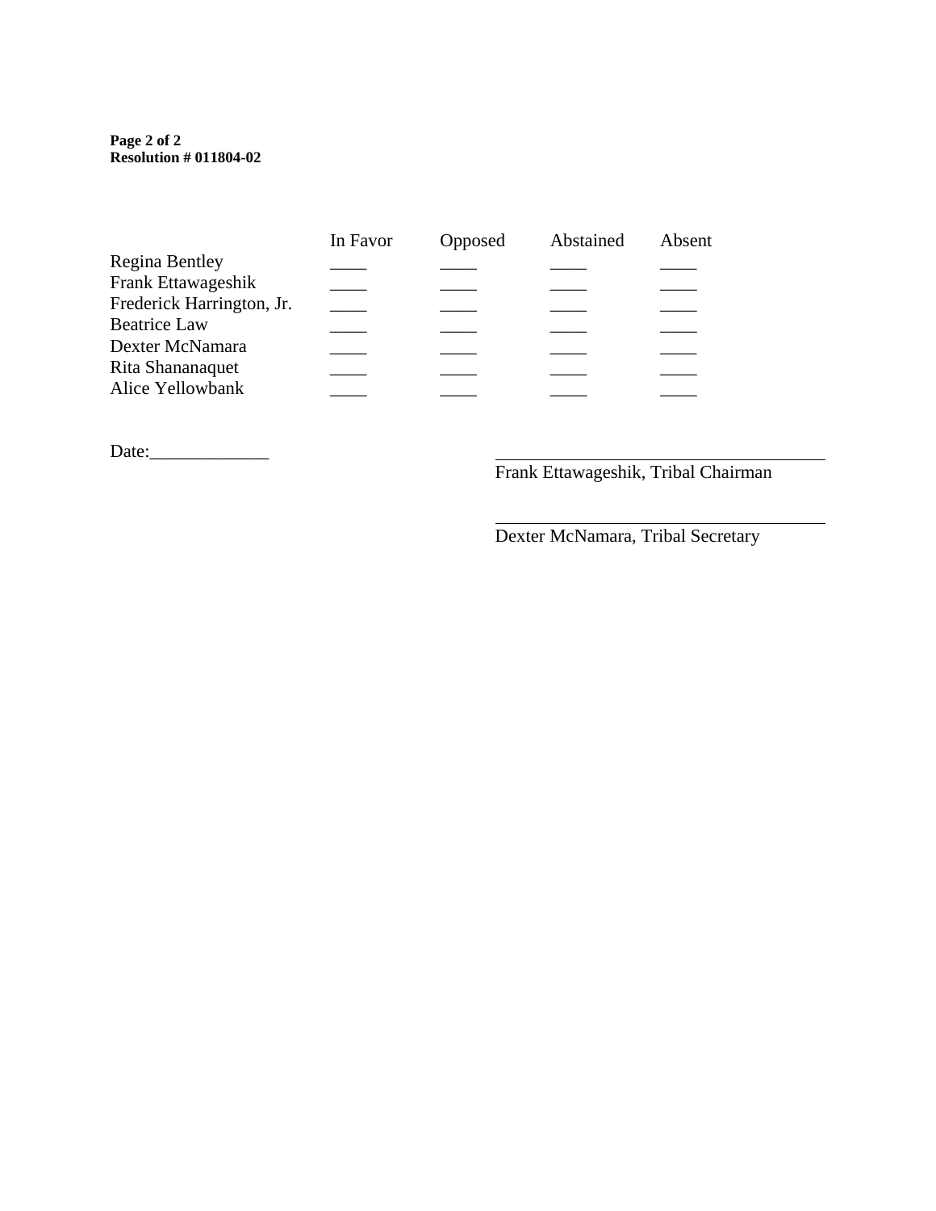**Resolution # 011804-02**

| | In Favor | Opposed | Abstained | Absent |
|---|---|---|---|---|
| Regina Bentley | ____ | ____ | ____ | ____ |
| Frank Ettawageshik | ____ | ____ | ____ | ____ |
| Frederick Harrington, Jr. | ____ | ____ | ____ | ____ |
| Beatrice Law | ____ | ____ | ____ | ____ |
| Dexter McNamara | ____ | ____ | ____ | ____ |
| Rita Shananaquet | ____ | ____ | ____ | ____ |
| Alice Yellowbank | ____ | ____ | ____ | ____ |

Date:_____________

______________________________
Frank Ettawageshik, Tribal Chairman

______________________________
Dexter McNamara, Tribal Secretary